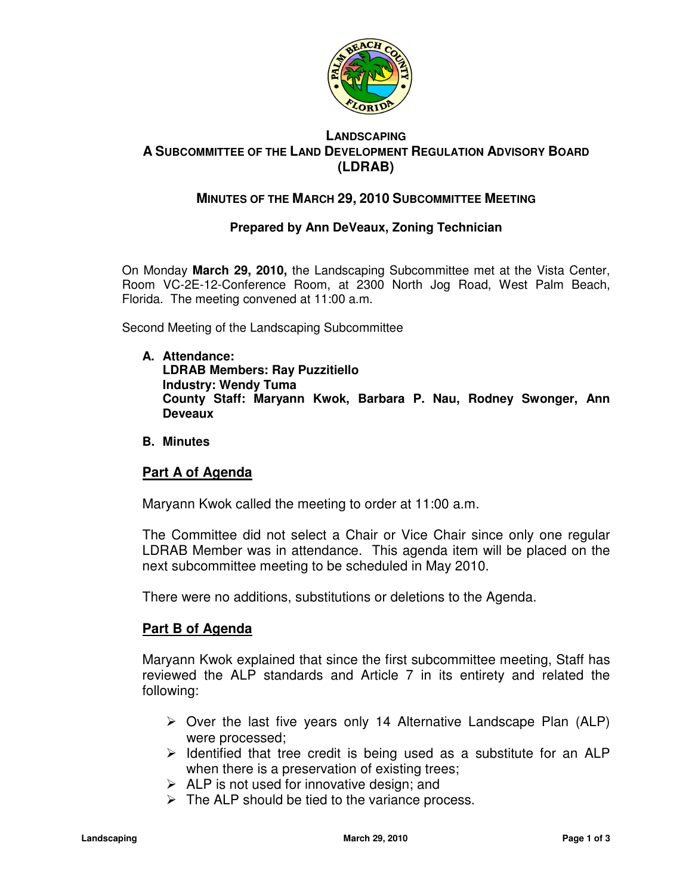# LANDSCAPING
## A SUBCOMMITTEE OF THE LAND DEVELOPMENT REGULATION ADVISORY BOARD (LDRAB)

### MINUTES OF THE MARCH 29, 2010 SUBCOMMITTEE MEETING

**Prepared by Ann DeVeaux, Zoning Technician**

On Monday **March 29, 2010,** the Landscaping Subcommittee met at the Vista Center, Room VC-2E-12-Conference Room, at 2300 North Jog Road, West Palm Beach, Florida. The meeting convened at 11:00 a.m.

Second Meeting of the Landscaping Subcommittee

**A. Attendance:**
**LDRAB Members: Ray Puzzitiello**
**Industry: Wendy Tuma**
**County Staff: Maryann Kwok, Barbara P. Nau, Rodney Swonger, Ann Deveaux**

**B. Minutes**

**Part A of Agenda**

Maryann Kwok called the meeting to order at 11:00 a.m.

The Committee did not select a Chair or Vice Chair since only one regular LDRAB Member was in attendance. This agenda item will be placed on the next subcommittee meeting to be scheduled in May 2010.

There were no additions, substitutions or deletions to the Agenda.

**Part B of Agenda**

Maryann Kwok explained that since the first subcommittee meeting, Staff has reviewed the ALP standards and Article 7 in its entirety and related the following:

- Over the last five years only 14 Alternative Landscape Plan (ALP) were processed;
- Identified that tree credit is being used as a substitute for an ALP when there is a preservation of existing trees;
- ALP is not used for innovative design; and
- The ALP should be tied to the variance process.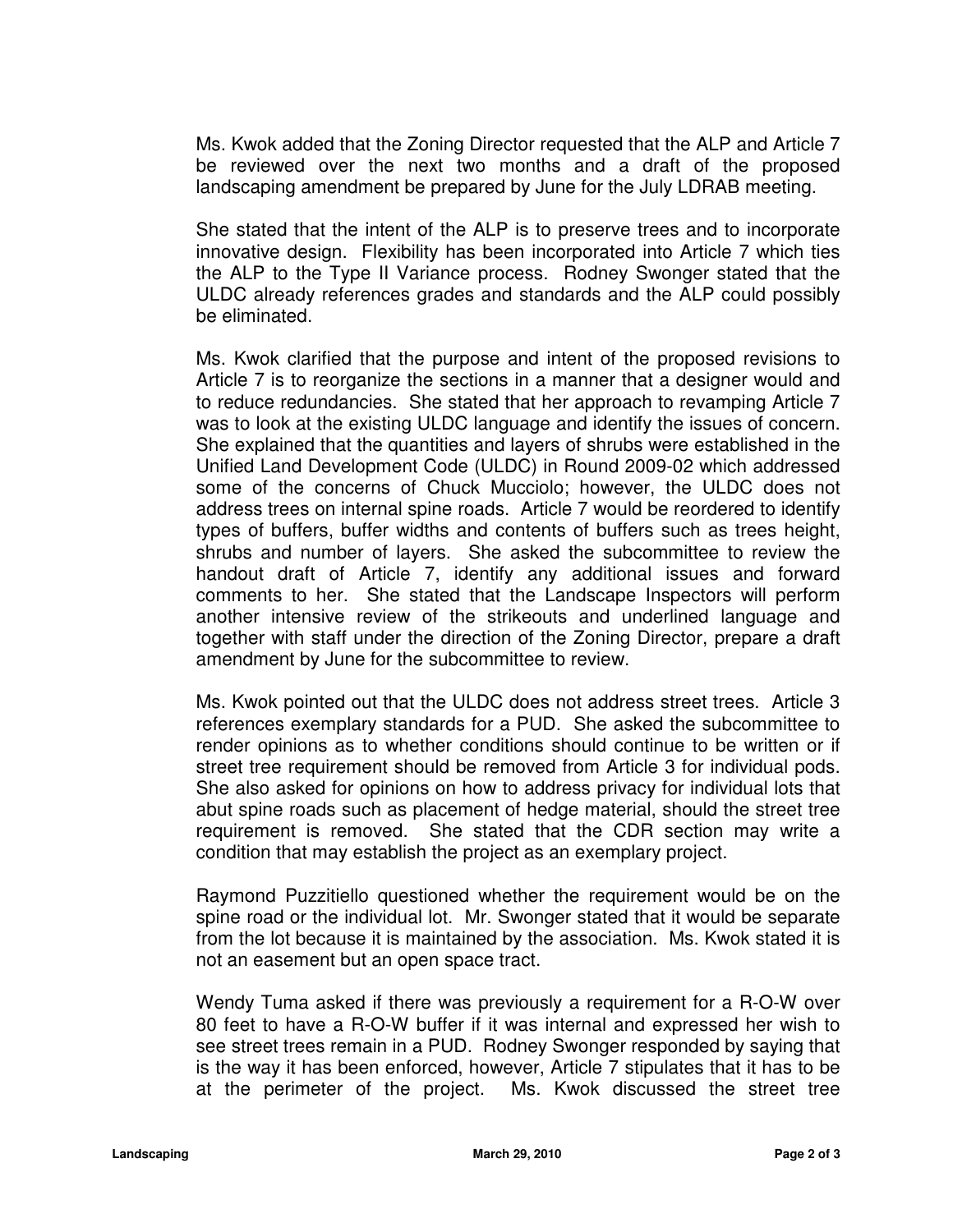Ms. Kwok added that the Zoning Director requested that the ALP and Article 7 be reviewed over the next two months and a draft of the proposed landscaping amendment be prepared by June for the July LDRAB meeting.

She stated that the intent of the ALP is to preserve trees and to incorporate innovative design. Flexibility has been incorporated into Article 7 which ties the ALP to the Type II Variance process. Rodney Swonger stated that the ULDC already references grades and standards and the ALP could possibly be eliminated.

Ms. Kwok clarified that the purpose and intent of the proposed revisions to Article 7 is to reorganize the sections in a manner that a designer would and to reduce redundancies. She stated that her approach to revamping Article 7 was to look at the existing ULDC language and identify the issues of concern. She explained that the quantities and layers of shrubs were established in the Unified Land Development Code (ULDC) in Round 2009-02 which addressed some of the concerns of Chuck Mucciolo; however, the ULDC does not address trees on internal spine roads. Article 7 would be reordered to identify types of buffers, buffer widths and contents of buffers such as trees height, shrubs and number of layers. She asked the subcommittee to review the handout draft of Article 7, identify any additional issues and forward comments to her. She stated that the Landscape Inspectors will perform another intensive review of the strikeouts and underlined language and together with staff under the direction of the Zoning Director, prepare a draft amendment by June for the subcommittee to review.

Ms. Kwok pointed out that the ULDC does not address street trees. Article 3 references exemplary standards for a PUD. She asked the subcommittee to render opinions as to whether conditions should continue to be written or if street tree requirement should be removed from Article 3 for individual pods. She also asked for opinions on how to address privacy for individual lots that abut spine roads such as placement of hedge material, should the street tree requirement is removed. She stated that the CDR section may write a condition that may establish the project as an exemplary project.

Raymond Puzzitiello questioned whether the requirement would be on the spine road or the individual lot. Mr. Swonger stated that it would be separate from the lot because it is maintained by the association. Ms. Kwok stated it is not an easement but an open space tract.

Wendy Tuma asked if there was previously a requirement for a R-O-W over 80 feet to have a R-O-W buffer if it was internal and expressed her wish to see street trees remain in a PUD. Rodney Swonger responded by saying that is the way it has been enforced, however, Article 7 stipulates that it has to be at the perimeter of the project. Ms. Kwok discussed the street tree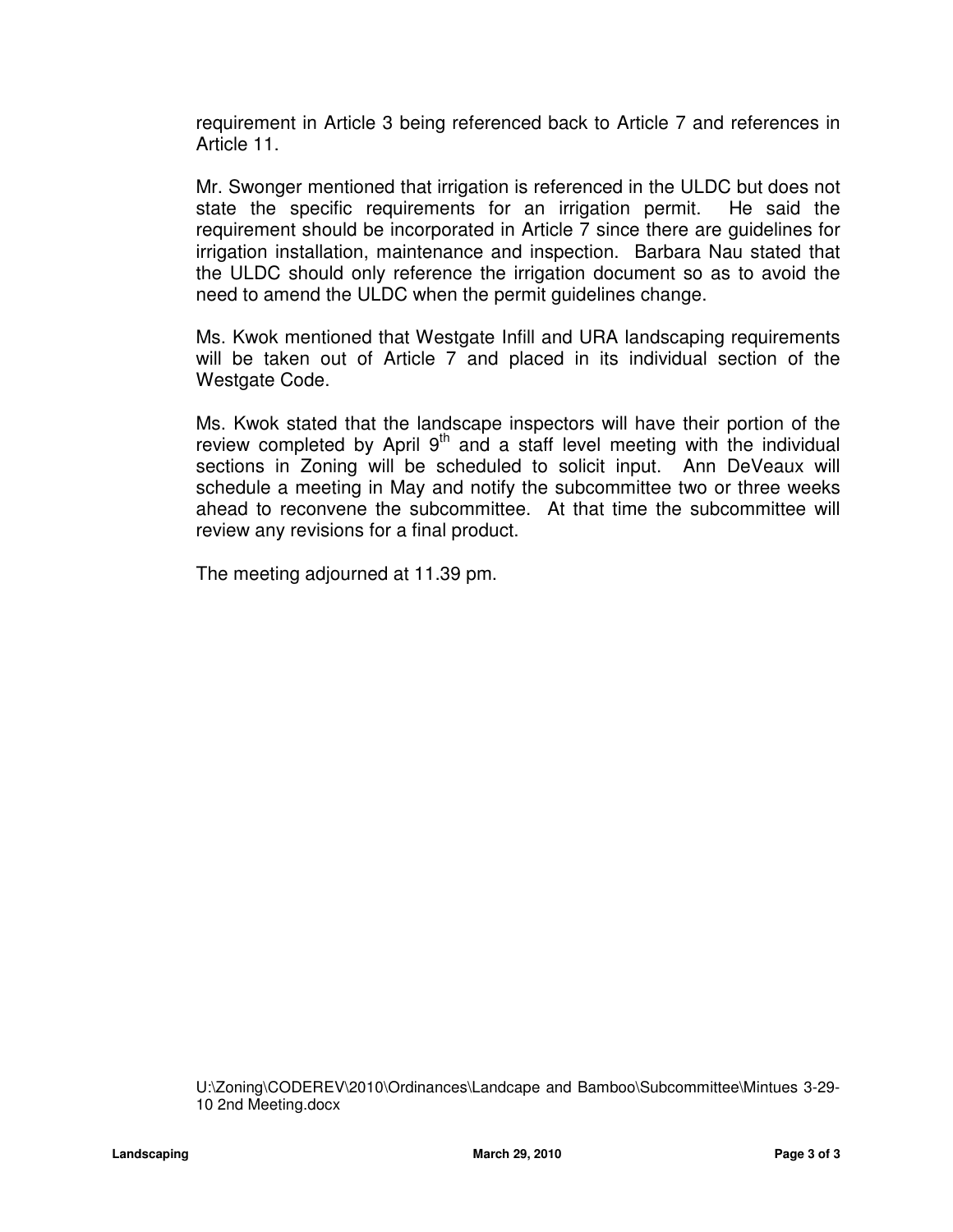requirement in Article 3 being referenced back to Article 7 and references in Article 11.

Mr. Swonger mentioned that irrigation is referenced in the ULDC but does not state the specific requirements for an irrigation permit. He said the requirement should be incorporated in Article 7 since there are guidelines for irrigation installation, maintenance and inspection. Barbara Nau stated that the ULDC should only reference the irrigation document so as to avoid the need to amend the ULDC when the permit guidelines change.

Ms. Kwok mentioned that Westgate Infill and URA landscaping requirements will be taken out of Article 7 and placed in its individual section of the Westgate Code.

Ms. Kwok stated that the landscape inspectors will have their portion of the review completed by April 9th and a staff level meeting with the individual sections in Zoning will be scheduled to solicit input. Ann DeVeaux will schedule a meeting in May and notify the subcommittee two or three weeks ahead to reconvene the subcommittee. At that time the subcommittee will review any revisions for a final product.

The meeting adjourned at 11.39 pm.

U:\Zoning\CODEREV\2010\Ordinances\Landcape and Bamboo\Subcommittee\Mintues 3-29-10 2nd Meeting.docx